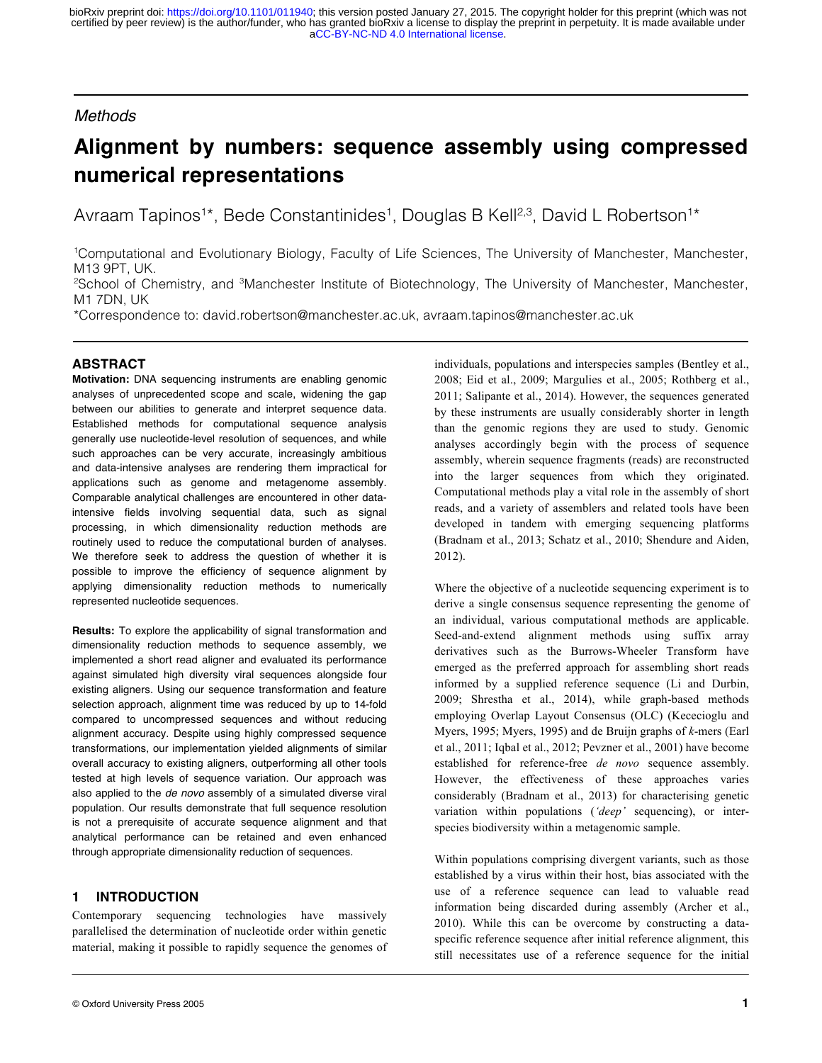Methods

# Alignment by numbers: sequence assembly using compressed numerical representations

Avraam Tapinos[1]*, Bede Constantinides[1], Douglas B Kell[2,3], David L Robertson[1]*

[1]Computational and Evolutionary Biology, Faculty of Life Sciences, The University of Manchester, Manchester, M13 9PT, UK.
[2]School of Chemistry, and [3]Manchester Institute of Biotechnology, The University of Manchester, Manchester, M1 7DN, UK
*Correspondence to: david.robertson@manchester.ac.uk, avraam.tapinos@manchester.ac.uk

## ABSTRACT

**Motivation:** DNA sequencing instruments are enabling genomic analyses of unprecedented scope and scale, widening the gap between our abilities to generate and interpret sequence data. Established methods for computational sequence analysis generally use nucleotide-level resolution of sequences, and while such approaches can be very accurate, increasingly ambitious and data-intensive analyses are rendering them impractical for applications such as genome and metagenome assembly. Comparable analytical challenges are encountered in other data-intensive fields involving sequential data, such as signal processing, in which dimensionality reduction methods are routinely used to reduce the computational burden of analyses. We therefore seek to address the question of whether it is possible to improve the efficiency of sequence alignment by applying dimensionality reduction methods to numerically represented nucleotide sequences.

**Results:** To explore the applicability of signal transformation and dimensionality reduction methods to sequence assembly, we implemented a short read aligner and evaluated its performance against simulated high diversity viral sequences alongside four existing aligners. Using our sequence transformation and feature selection approach, alignment time was reduced by up to 14-fold compared to uncompressed sequences and without reducing alignment accuracy. Despite using highly compressed sequence transformations, our implementation yielded alignments of similar overall accuracy to existing aligners, outperforming all other tools tested at high levels of sequence variation. Our approach was also applied to the *de novo* assembly of a simulated diverse viral population. Our results demonstrate that full sequence resolution is not a prerequisite of accurate sequence alignment and that analytical performance can be retained and even enhanced through appropriate dimensionality reduction of sequences.

## 1 INTRODUCTION

Contemporary sequencing technologies have massively parallelised the determination of nucleotide order within genetic material, making it possible to rapidly sequence the genomes of individuals, populations and interspecies samples (Bentley et al., 2008; Eid et al., 2009; Margulies et al., 2005; Rothberg et al., 2011; Salipante et al., 2014). However, the sequences generated by these instruments are usually considerably shorter in length than the genomic regions they are used to study. Genomic analyses accordingly begin with the process of sequence assembly, wherein sequence fragments (reads) are reconstructed into the larger sequences from which they originated. Computational methods play a vital role in the assembly of short reads, and a variety of assemblers and related tools have been developed in tandem with emerging sequencing platforms (Bradnam et al., 2013; Schatz et al., 2010; Shendure and Aiden, 2012).

Where the objective of a nucleotide sequencing experiment is to derive a single consensus sequence representing the genome of an individual, various computational methods are applicable. Seed-and-extend alignment methods using suffix array derivatives such as the Burrows-Wheeler Transform have emerged as the preferred approach for assembling short reads informed by a supplied reference sequence (Li and Durbin, 2009; Shrestha et al., 2014), while graph-based methods employing Overlap Layout Consensus (OLC) (Kececioglu and Myers, 1995; Myers, 1995) and de Bruijn graphs of *k*-mers (Earl et al., 2011; Iqbal et al., 2012; Pevzner et al., 2001) have become established for reference-free *de novo* sequence assembly. However, the effectiveness of these approaches varies considerably (Bradnam et al., 2013) for characterising genetic variation within populations (*'deep'* sequencing), or inter-species biodiversity within a metagenomic sample.

Within populations comprising divergent variants, such as those established by a virus within their host, bias associated with the use of a reference sequence can lead to valuable read information being discarded during assembly (Archer et al., 2010). While this can be overcome by constructing a data-specific reference sequence after initial reference alignment, this still necessitates use of a reference sequence for the initial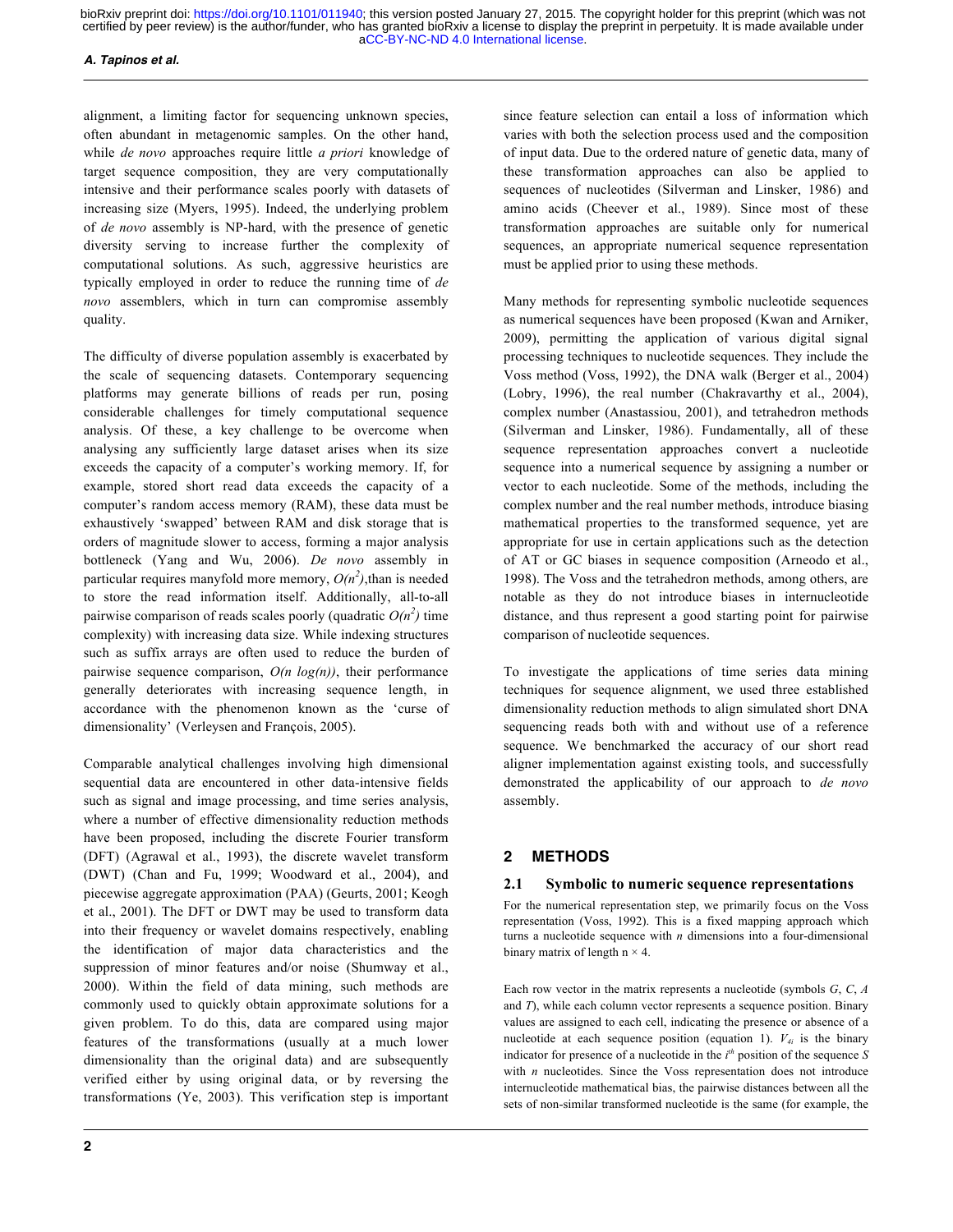alignment, a limiting factor for sequencing unknown species, often abundant in metagenomic samples. On the other hand, while *de novo* approaches require little *a priori* knowledge of target sequence composition, they are very computationally intensive and their performance scales poorly with datasets of increasing size (Myers, 1995). Indeed, the underlying problem of *de novo* assembly is NP-hard, with the presence of genetic diversity serving to increase further the complexity of computational solutions. As such, aggressive heuristics are typically employed in order to reduce the running time of *de novo* assemblers, which in turn can compromise assembly quality.

The difficulty of diverse population assembly is exacerbated by the scale of sequencing datasets. Contemporary sequencing platforms may generate billions of reads per run, posing considerable challenges for timely computational sequence analysis. Of these, a key challenge to be overcome when analysing any sufficiently large dataset arises when its size exceeds the capacity of a computer's working memory. If, for example, stored short read data exceeds the capacity of a computer's random access memory (RAM), these data must be exhaustively 'swapped' between RAM and disk storage that is orders of magnitude slower to access, forming a major analysis bottleneck (Yang and Wu, 2006). *De novo* assembly in particular requires manyfold more memory, $O(n^2)$,than is needed to store the read information itself. Additionally, all-to-all pairwise comparison of reads scales poorly (quadratic $O(n^2)$ time complexity) with increasing data size. While indexing structures such as suffix arrays are often used to reduce the burden of pairwise sequence comparison, $O(n \log(n))$, their performance generally deteriorates with increasing sequence length, in accordance with the phenomenon known as the 'curse of dimensionality' (Verleysen and François, 2005).

Comparable analytical challenges involving high dimensional sequential data are encountered in other data-intensive fields such as signal and image processing, and time series analysis, where a number of effective dimensionality reduction methods have been proposed, including the discrete Fourier transform (DFT) (Agrawal et al., 1993), the discrete wavelet transform (DWT) (Chan and Fu, 1999; Woodward et al., 2004), and piecewise aggregate approximation (PAA) (Geurts, 2001; Keogh et al., 2001). The DFT or DWT may be used to transform data into their frequency or wavelet domains respectively, enabling the identification of major data characteristics and the suppression of minor features and/or noise (Shumway et al., 2000). Within the field of data mining, such methods are commonly used to quickly obtain approximate solutions for a given problem. To do this, data are compared using major features of the transformations (usually at a much lower dimensionality than the original data) and are subsequently verified either by using original data, or by reversing the transformations (Ye, 2003). This verification step is important since feature selection can entail a loss of information which varies with both the selection process used and the composition of input data. Due to the ordered nature of genetic data, many of these transformation approaches can also be applied to sequences of nucleotides (Silverman and Linsker, 1986) and amino acids (Cheever et al., 1989). Since most of these transformation approaches are suitable only for numerical sequences, an appropriate numerical sequence representation must be applied prior to using these methods.

Many methods for representing symbolic nucleotide sequences as numerical sequences have been proposed (Kwan and Arniker, 2009), permitting the application of various digital signal processing techniques to nucleotide sequences. They include the Voss method (Voss, 1992), the DNA walk (Berger et al., 2004) (Lobry, 1996), the real number (Chakravarthy et al., 2004), complex number (Anastassiou, 2001), and tetrahedron methods (Silverman and Linsker, 1986). Fundamentally, all of these sequence representation approaches convert a nucleotide sequence into a numerical sequence by assigning a number or vector to each nucleotide. Some of the methods, including the complex number and the real number methods, introduce biasing mathematical properties to the transformed sequence, yet are appropriate for use in certain applications such as the detection of AT or GC biases in sequence composition (Arneodo et al., 1998). The Voss and the tetrahedron methods, among others, are notable as they do not introduce biases in internucleotide distance, and thus represent a good starting point for pairwise comparison of nucleotide sequences.

To investigate the applications of time series data mining techniques for sequence alignment, we used three established dimensionality reduction methods to align simulated short DNA sequencing reads both with and without use of a reference sequence. We benchmarked the accuracy of our short read aligner implementation against existing tools, and successfully demonstrated the applicability of our approach to *de novo* assembly.

## 2 METHODS

### 2.1 Symbolic to numeric sequence representations

For the numerical representation step, we primarily focus on the Voss representation (Voss, 1992). This is a fixed mapping approach which turns a nucleotide sequence with *n* dimensions into a four-dimensional binary matrix of length n × 4.

Each row vector in the matrix represents a nucleotide (symbols *G*, *C*, *A* and *T*), while each column vector represents a sequence position. Binary values are assigned to each cell, indicating the presence or absence of a nucleotide at each sequence position (equation 1). $V_{A_i}$ is the binary indicator for presence of a nucleotide in the $i^{th}$ position of the sequence *S* with *n* nucleotides. Since the Voss representation does not introduce internucleotide mathematical bias, the pairwise distances between all the sets of non-similar transformed nucleotide is the same (for example, the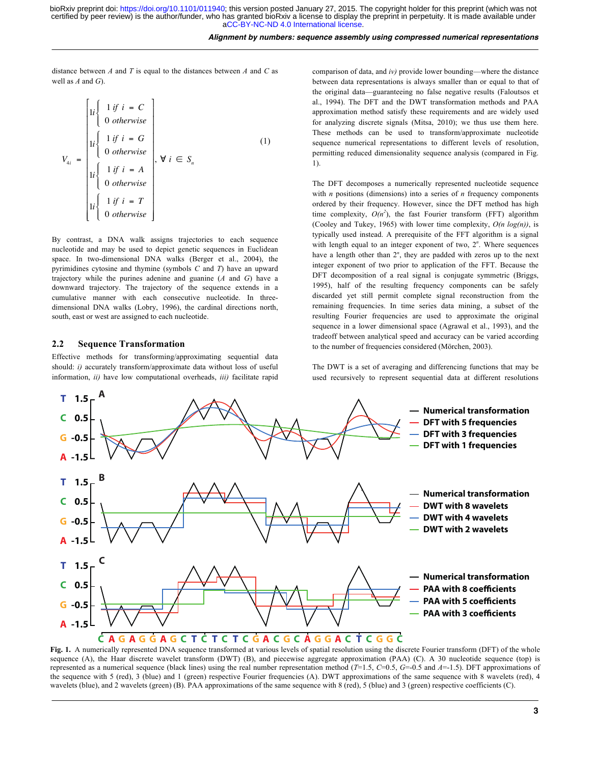distance between *A* and *T* is equal to the distances between *A* and *C* as well as *A* and *G*).

$$V_{4i} = \begin{bmatrix} 1i\begin{cases} 1 \text{ if } i = C \\ 0 \text{ otherwise} \end{cases} \\ 1i\begin{cases} 1 \text{ if } i = G \\ 0 \text{ otherwise} \end{cases} \\ 1i\begin{cases} 1 \text{ if } i = A \\ 0 \text{ otherwise} \end{cases} \\ 1i\begin{cases} 1 \text{ if } i = T \\ 0 \text{ otherwise} \end{cases} \end{bmatrix}, \forall\, i \in S_n \tag{1}$$

By contrast, a DNA walk assigns trajectories to each sequence nucleotide and may be used to depict genetic sequences in Euclidean space. In two-dimensional DNA walks (Berger et al., 2004), the pyrimidines cytosine and thymine (symbols *C* and *T*) have an upward trajectory while the purines adenine and guanine (*A* and *G*) have a downward trajectory. The trajectory of the sequence extends in a cumulative manner with each consecutive nucleotide. In three-dimensional DNA walks (Lobry, 1996), the cardinal directions north, south, east or west are assigned to each nucleotide.

## 2.2 Sequence Transformation

Effective methods for transforming/approximating sequential data should: *i)* accurately transform/approximate data without loss of useful information, *ii)* have low computational overheads, *iii)* facilitate rapid comparison of data, and *iv)* provide lower bounding—where the distance between data representations is always smaller than or equal to that of the original data—guaranteeing no false negative results (Faloutsos et al., 1994). The DFT and the DWT transformation methods and PAA approximation method satisfy these requirements and are widely used for analyzing discrete signals (Mitsa, 2010); we thus use them here. These methods can be used to transform/approximate nucleotide sequence numerical representations to different levels of resolution, permitting reduced dimensionality sequence analysis (compared in Fig. 1).

The DFT decomposes a numerically represented nucleotide sequence with *n* positions (dimensions) into a series of *n* frequency components ordered by their frequency. However, since the DFT method has high time complexity, $O(n^2)$, the fast Fourier transform (FFT) algorithm (Cooley and Tukey, 1965) with lower time complexity, $O(n\log(n))$, is typically used instead. A prerequisite of the FFT algorithm is a signal with length equal to an integer exponent of two, $2^n$. Where sequences have a length other than $2^n$, they are padded with zeros up to the next integer exponent of two prior to application of the FFT. Because the DFT decomposition of a real signal is conjugate symmetric (Briggs, 1995), half of the resulting frequency components can be safely discarded yet still permit complete signal reconstruction from the remaining frequencies. In time series data mining, a subset of the resulting Fourier frequencies are used to approximate the original sequence in a lower dimensional space (Agrawal et al., 1993), and the tradeoff between analytical speed and accuracy can be varied according to the number of frequencies considered (Mörchen, 2003).

The DWT is a set of averaging and differencing functions that may be used recursively to represent sequential data at different resolutions

**Fig. 1.** A numerically represented DNA sequence transformed at various levels of spatial resolution using the discrete Fourier transform (DFT) of the whole sequence (A), the Haar discrete wavelet transform (DWT) (B), and piecewise aggregate approximation (PAA) (C). A 30 nucleotide sequence (top) is represented as a numerical sequence (black lines) using the real number representation method (*T*=1.5, *C*=0.5, *G*=-0.5 and *A*=-1.5). DFT approximations of the sequence with 5 (red), 3 (blue) and 1 (green) respective Fourier frequencies (A). DWT approximations of the same sequence with 8 wavelets (red), 4 wavelets (blue), and 2 wavelets (green) (B). PAA approximations of the same sequence with 8 (red), 5 (blue) and 3 (green) respective coefficients (C).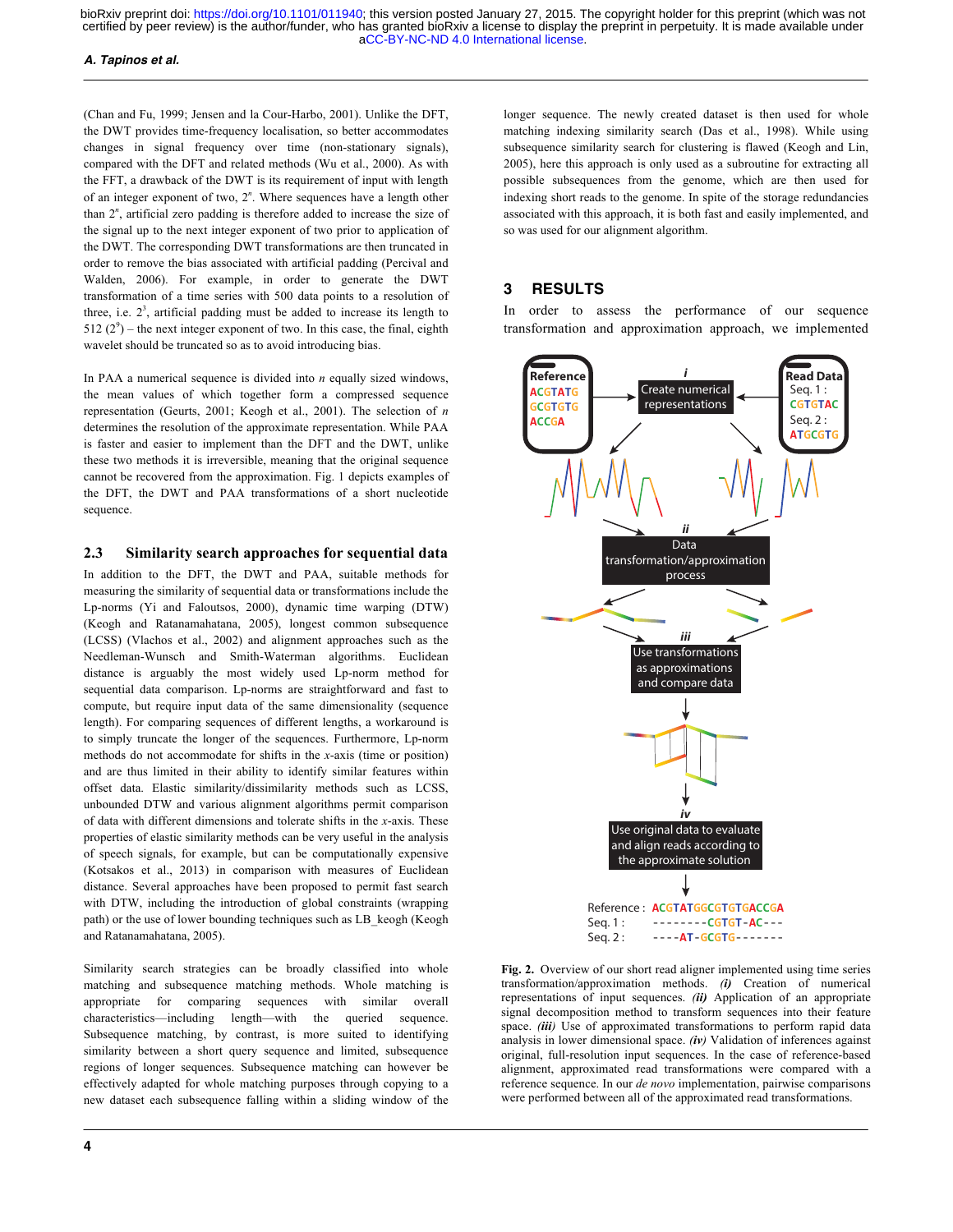(Chan and Fu, 1999; Jensen and la Cour-Harbo, 2001). Unlike the DFT, the DWT provides time-frequency localisation, so better accommodates changes in signal frequency over time (non-stationary signals), compared with the DFT and related methods (Wu et al., 2000). As with the FFT, a drawback of the DWT is its requirement of input with length of an integer exponent of two, $2^n$. Where sequences have a length other than $2^n$, artificial zero padding is therefore added to increase the size of the signal up to the next integer exponent of two prior to application of the DWT. The corresponding DWT transformations are then truncated in order to remove the bias associated with artificial padding (Percival and Walden, 2006). For example, in order to generate the DWT transformation of a time series with 500 data points to a resolution of three, i.e. $2^3$, artificial padding must be added to increase its length to 512 ($2^9$) – the next integer exponent of two. In this case, the final, eighth wavelet should be truncated so as to avoid introducing bias.

In PAA a numerical sequence is divided into $n$ equally sized windows, the mean values of which together form a compressed sequence representation (Geurts, 2001; Keogh et al., 2001). The selection of $n$ determines the resolution of the approximate representation. While PAA is faster and easier to implement than the DFT and the DWT, unlike these two methods it is irreversible, meaning that the original sequence cannot be recovered from the approximation. Fig. 1 depicts examples of the DFT, the DWT and PAA transformations of a short nucleotide sequence.

### 2.3 Similarity search approaches for sequential data

In addition to the DFT, the DWT and PAA, suitable methods for measuring the similarity of sequential data or transformations include the Lp-norms (Yi and Faloutsos, 2000), dynamic time warping (DTW) (Keogh and Ratanamahatana, 2005), longest common subsequence (LCSS) (Vlachos et al., 2002) and alignment approaches such as the Needleman-Wunsch and Smith-Waterman algorithms. Euclidean distance is arguably the most widely used Lp-norm method for sequential data comparison. Lp-norms are straightforward and fast to compute, but require input data of the same dimensionality (sequence length). For comparing sequences of different lengths, a workaround is to simply truncate the longer of the sequences. Furthermore, Lp-norm methods do not accommodate for shifts in the $x$-axis (time or position) and are thus limited in their ability to identify similar features within offset data. Elastic similarity/dissimilarity methods such as LCSS, unbounded DTW and various alignment algorithms permit comparison of data with different dimensions and tolerate shifts in the $x$-axis. These properties of elastic similarity methods can be very useful in the analysis of speech signals, for example, but can be computationally expensive (Kotsakos et al., 2013) in comparison with measures of Euclidean distance. Several approaches have been proposed to permit fast search with DTW, including the introduction of global constraints (wrapping path) or the use of lower bounding techniques such as LB_keogh (Keogh and Ratanamahatana, 2005).

Similarity search strategies can be broadly classified into whole matching and subsequence matching methods. Whole matching is appropriate for comparing sequences with similar overall characteristics—including length—with the queried sequence. Subsequence matching, by contrast, is more suited to identifying similarity between a short query sequence and limited, subsequence regions of longer sequences. Subsequence matching can however be effectively adapted for whole matching purposes through copying to a new dataset each subsequence falling within a sliding window of the longer sequence. The newly created dataset is then used for whole matching indexing similarity search (Das et al., 1998). While using subsequence similarity search for clustering is flawed (Keogh and Lin, 2005), here this approach is only used as a subroutine for extracting all possible subsequences from the genome, which are then used for indexing short reads to the genome. In spite of the storage redundancies associated with this approach, it is both fast and easily implemented, and so was used for our alignment algorithm.

## 3 RESULTS

In order to assess the performance of our sequence transformation and approximation approach, we implemented

**Fig. 2.** Overview of our short read aligner implemented using time series transformation/approximation methods. ***(i)*** Creation of numerical representations of input sequences. ***(ii)*** Application of an appropriate signal decomposition method to transform sequences into their feature space. ***(iii)*** Use of approximated transformations to perform rapid data analysis in lower dimensional space. ***(iv)*** Validation of inferences against original, full-resolution input sequences. In the case of reference-based alignment, approximated read transformations were compared with a reference sequence. In our *de novo* implementation, pairwise comparisons were performed between all of the approximated read transformations.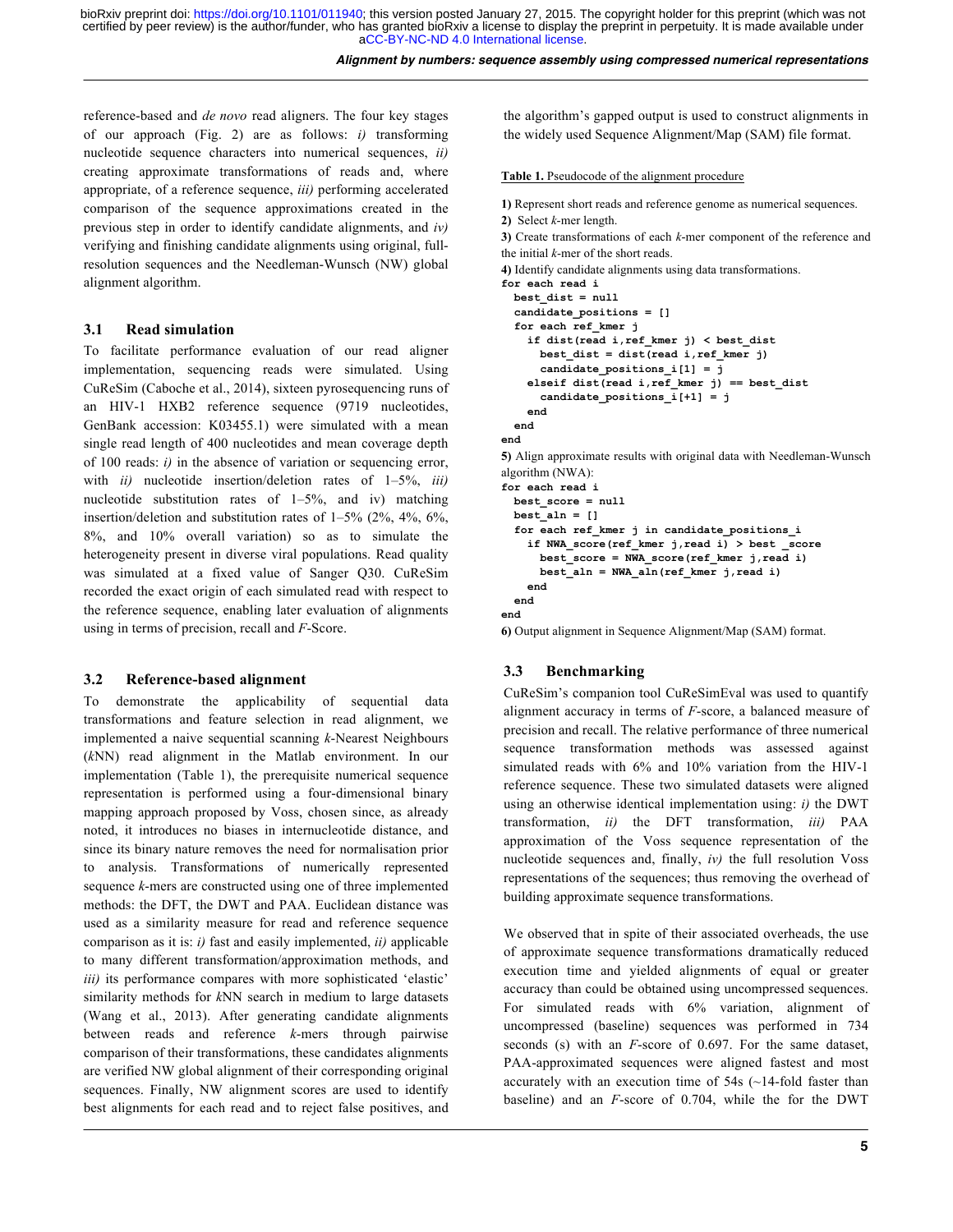reference-based and *de novo* read aligners. The four key stages of our approach (Fig. 2) are as follows: *i)* transforming nucleotide sequence characters into numerical sequences, *ii)* creating approximate transformations of reads and, where appropriate, of a reference sequence, *iii)* performing accelerated comparison of the sequence approximations created in the previous step in order to identify candidate alignments, and *iv)* verifying and finishing candidate alignments using original, full-resolution sequences and the Needleman-Wunsch (NW) global alignment algorithm.

### 3.1 Read simulation

To facilitate performance evaluation of our read aligner implementation, sequencing reads were simulated. Using CuReSim (Caboche et al., 2014), sixteen pyrosequencing runs of an HIV-1 HXB2 reference sequence (9719 nucleotides, GenBank accession: K03455.1) were simulated with a mean single read length of 400 nucleotides and mean coverage depth of 100 reads: *i)* in the absence of variation or sequencing error, with *ii)* nucleotide insertion/deletion rates of 1–5%, *iii)* nucleotide substitution rates of 1–5%, and iv) matching insertion/deletion and substitution rates of 1–5% (2%, 4%, 6%, 8%, and 10% overall variation) so as to simulate the heterogeneity present in diverse viral populations. Read quality was simulated at a fixed value of Sanger Q30. CuReSim recorded the exact origin of each simulated read with respect to the reference sequence, enabling later evaluation of alignments using in terms of precision, recall and *F*-Score.

### 3.2 Reference-based alignment

To demonstrate the applicability of sequential data transformations and feature selection in read alignment, we implemented a naive sequential scanning *k*-Nearest Neighbours (*k*NN) read alignment in the Matlab environment. In our implementation (Table 1), the prerequisite numerical sequence representation is performed using a four-dimensional binary mapping approach proposed by Voss, chosen since, as already noted, it introduces no biases in internucleotide distance, and since its binary nature removes the need for normalisation prior to analysis. Transformations of numerically represented sequence *k*-mers are constructed using one of three implemented methods: the DFT, the DWT and PAA. Euclidean distance was used as a similarity measure for read and reference sequence comparison as it is: *i)* fast and easily implemented, *ii)* applicable to many different transformation/approximation methods, and *iii)* its performance compares with more sophisticated 'elastic' similarity methods for *k*NN search in medium to large datasets (Wang et al., 2013). After generating candidate alignments between reads and reference *k*-mers through pairwise comparison of their transformations, these candidates alignments are verified NW global alignment of their corresponding original sequences. Finally, NW alignment scores are used to identify best alignments for each read and to reject false positives, and the algorithm's gapped output is used to construct alignments in the widely used Sequence Alignment/Map (SAM) file format.

**Table 1.** Pseudocode of the alignment procedure

**1)** Represent short reads and reference genome as numerical sequences.

**2)** Select *k*-mer length.

**3)** Create transformations of each *k*-mer component of the reference and the initial *k*-mer of the short reads.

**4)** Identify candidate alignments using data transformations.

```
for each read i
  best_dist = null
  candidate_positions = []
  for each ref_kmer j
    if dist(read i,ref_kmer j) < best_dist
      best_dist = dist(read i,ref_kmer j)
      candidate_positions_i[1] = j
    elseif dist(read i,ref_kmer j) == best_dist
      candidate_positions_i[+1] = j
    end
  end
end
```

**5)** Align approximate results with original data with Needleman-Wunsch algorithm (NWA):

```
for each read i
  best_score = null
  best_aln = []
  for each ref_kmer j in candidate_positions_i
    if NWA_score(ref_kmer j,read i) > best _score
      best_score = NWA_score(ref_kmer j,read i)
      best_aln = NWA_aln(ref_kmer j,read i)
    end
  end
end
```

**6)** Output alignment in Sequence Alignment/Map (SAM) format.

### 3.3 Benchmarking

CuReSim's companion tool CuReSimEval was used to quantify alignment accuracy in terms of *F*-score, a balanced measure of precision and recall. The relative performance of three numerical sequence transformation methods was assessed against simulated reads with 6% and 10% variation from the HIV-1 reference sequence. These two simulated datasets were aligned using an otherwise identical implementation using: *i)* the DWT transformation, *ii)* the DFT transformation, *iii)* PAA approximation of the Voss sequence representation of the nucleotide sequences and, finally, *iv)* the full resolution Voss representations of the sequences; thus removing the overhead of building approximate sequence transformations.

We observed that in spite of their associated overheads, the use of approximate sequence transformations dramatically reduced execution time and yielded alignments of equal or greater accuracy than could be obtained using uncompressed sequences. For simulated reads with 6% variation, alignment of uncompressed (baseline) sequences was performed in 734 seconds (s) with an *F*-score of 0.697. For the same dataset, PAA-approximated sequences were aligned fastest and most accurately with an execution time of 54s (~14-fold faster than baseline) and an *F*-score of 0.704, while the for the DWT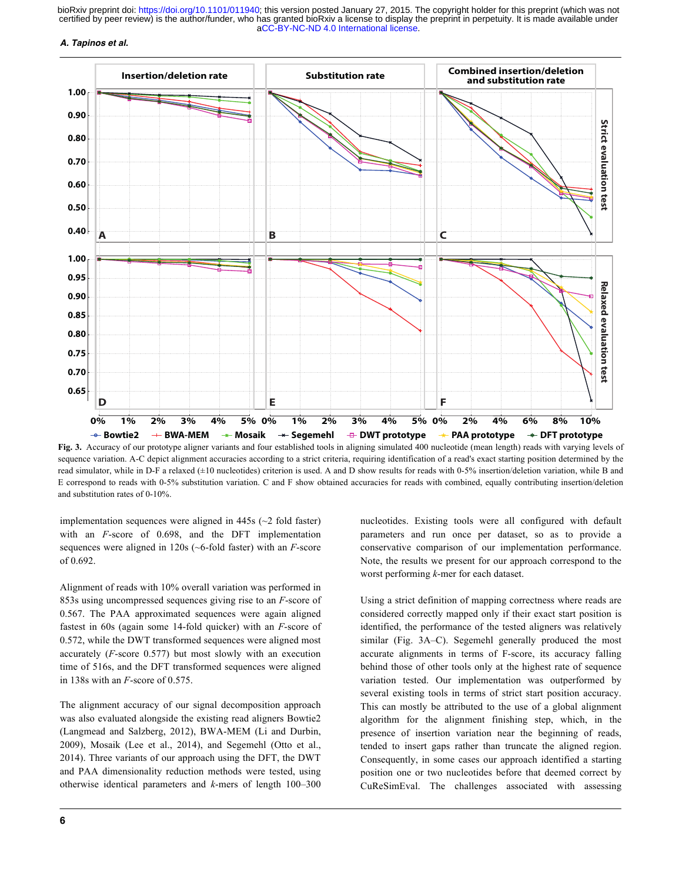Fig. 3. Accuracy of our prototype aligner variants and four established tools in aligning simulated 400 nucleotide (mean length) reads with varying levels of sequence variation. A-C depict alignment accuracies according to a strict criteria, requiring identification of a read's exact starting position determined by the read simulator, while in D-F a relaxed (±10 nucleotides) criterion is used. A and D show results for reads with 0-5% insertion/deletion variation, while B and E correspond to reads with 0-5% substitution variation. C and F show obtained accuracies for reads with combined, equally contributing insertion/deletion and substitution rates of 0-10%.

implementation sequences were aligned in 445s (~2 fold faster) with an *F*-score of 0.698, and the DFT implementation sequences were aligned in 120s (~6-fold faster) with an *F*-score of 0.692.

Alignment of reads with 10% overall variation was performed in 853s using uncompressed sequences giving rise to an *F*-score of 0.567. The PAA approximated sequences were again aligned fastest in 60s (again some 14-fold quicker) with an *F*-score of 0.572, while the DWT transformed sequences were aligned most accurately (*F*-score 0.577) but most slowly with an execution time of 516s, and the DFT transformed sequences were aligned in 138s with an *F*-score of 0.575.

The alignment accuracy of our signal decomposition approach was also evaluated alongside the existing read aligners Bowtie2 (Langmead and Salzberg, 2012), BWA-MEM (Li and Durbin, 2009), Mosaik (Lee et al., 2014), and Segemehl (Otto et al., 2014). Three variants of our approach using the DFT, the DWT and PAA dimensionality reduction methods were tested, using otherwise identical parameters and *k*-mers of length 100–300 nucleotides. Existing tools were all configured with default parameters and run once per dataset, so as to provide a conservative comparison of our implementation performance. Note, the results we present for our approach correspond to the worst performing *k*-mer for each dataset.

Using a strict definition of mapping correctness where reads are considered correctly mapped only if their exact start position is identified, the performance of the tested aligners was relatively similar (Fig. 3A–C). Segemehl generally produced the most accurate alignments in terms of F-score, its accuracy falling behind those of other tools only at the highest rate of sequence variation tested. Our implementation was outperformed by several existing tools in terms of strict start position accuracy. This can mostly be attributed to the use of a global alignment algorithm for the alignment finishing step, which, in the presence of insertion variation near the beginning of reads, tended to insert gaps rather than truncate the aligned region. Consequently, in some cases our approach identified a starting position one or two nucleotides before that deemed correct by CuReSimEval. The challenges associated with assessing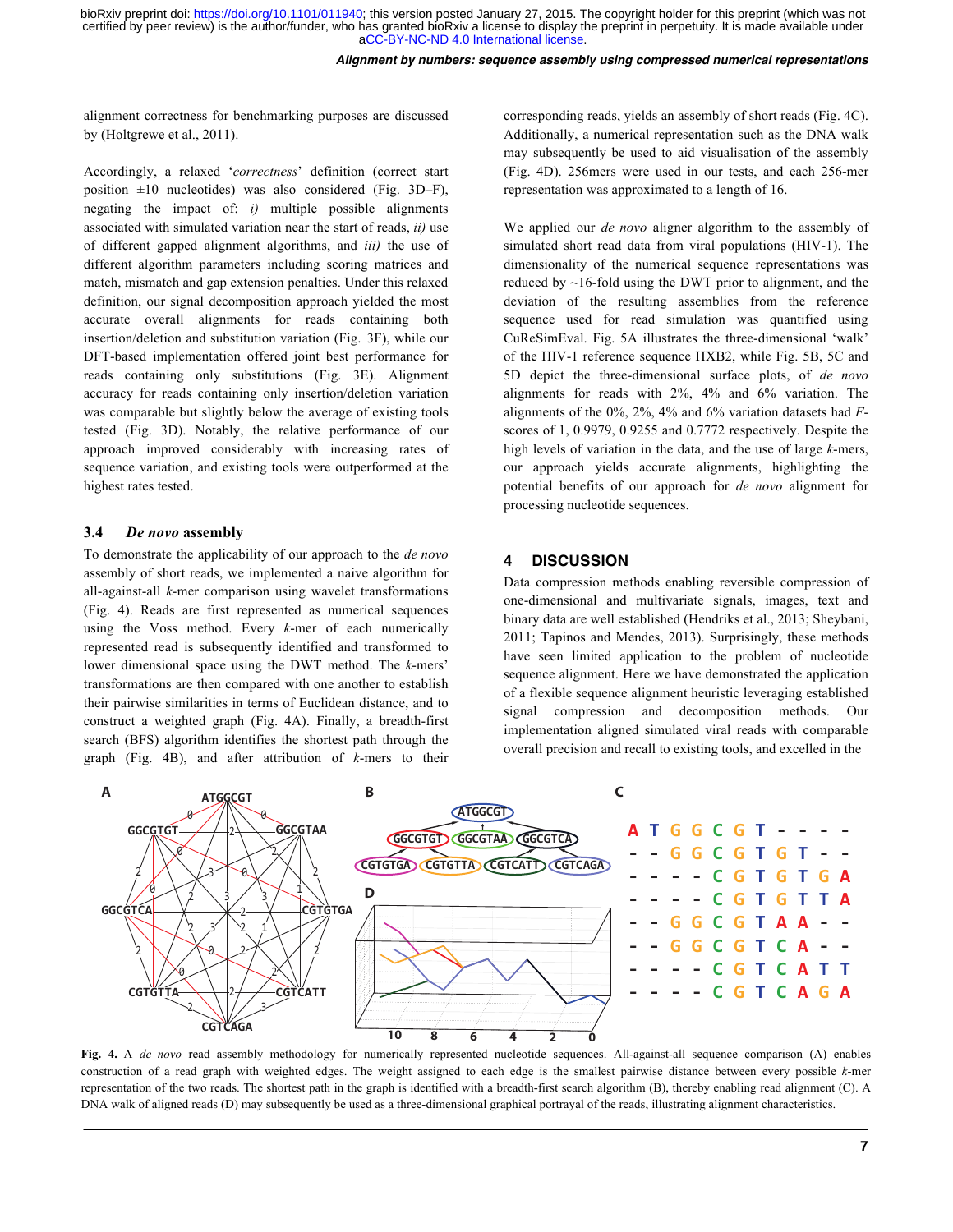alignment correctness for benchmarking purposes are discussed by (Holtgrewe et al., 2011).

Accordingly, a relaxed '*correctness*' definition (correct start position ±10 nucleotides) was also considered (Fig. 3D–F), negating the impact of: *i)* multiple possible alignments associated with simulated variation near the start of reads, *ii)* use of different gapped alignment algorithms, and *iii)* the use of different algorithm parameters including scoring matrices and match, mismatch and gap extension penalties. Under this relaxed definition, our signal decomposition approach yielded the most accurate overall alignments for reads containing both insertion/deletion and substitution variation (Fig. 3F), while our DFT-based implementation offered joint best performance for reads containing only substitutions (Fig. 3E). Alignment accuracy for reads containing only insertion/deletion variation was comparable but slightly below the average of existing tools tested (Fig. 3D). Notably, the relative performance of our approach improved considerably with increasing rates of sequence variation, and existing tools were outperformed at the highest rates tested.

### 3.4 *De novo* assembly

To demonstrate the applicability of our approach to the *de novo* assembly of short reads, we implemented a naive algorithm for all-against-all *k*-mer comparison using wavelet transformations (Fig. 4). Reads are first represented as numerical sequences using the Voss method. Every *k*-mer of each numerically represented read is subsequently identified and transformed to lower dimensional space using the DWT method. The *k*-mers' transformations are then compared with one another to establish their pairwise similarities in terms of Euclidean distance, and to construct a weighted graph (Fig. 4A). Finally, a breadth-first search (BFS) algorithm identifies the shortest path through the graph (Fig. 4B), and after attribution of *k*-mers to their corresponding reads, yields an assembly of short reads (Fig. 4C). Additionally, a numerical representation such as the DNA walk may subsequently be used to aid visualisation of the assembly (Fig. 4D). 256mers were used in our tests, and each 256-mer representation was approximated to a length of 16.

We applied our *de novo* aligner algorithm to the assembly of simulated short read data from viral populations (HIV-1). The dimensionality of the numerical sequence representations was reduced by ~16-fold using the DWT prior to alignment, and the deviation of the resulting assemblies from the reference sequence used for read simulation was quantified using CuReSimEval. Fig. 5A illustrates the three-dimensional 'walk' of the HIV-1 reference sequence HXB2, while Fig. 5B, 5C and 5D depict the three-dimensional surface plots, of *de novo* alignments for reads with 2%, 4% and 6% variation. The alignments of the 0%, 2%, 4% and 6% variation datasets had *F*-scores of 1, 0.9979, 0.9255 and 0.7772 respectively. Despite the high levels of variation in the data, and the use of large *k*-mers, our approach yields accurate alignments, highlighting the potential benefits of our approach for *de novo* alignment for processing nucleotide sequences.

## 4 DISCUSSION

Data compression methods enabling reversible compression of one-dimensional and multivariate signals, images, text and binary data are well established (Hendriks et al., 2013; Sheybani, 2011; Tapinos and Mendes, 2013). Surprisingly, these methods have seen limited application to the problem of nucleotide sequence alignment. Here we have demonstrated the application of a flexible sequence alignment heuristic leveraging established signal compression and decomposition methods. Our implementation aligned simulated viral reads with comparable overall precision and recall to existing tools, and excelled in the

**Fig. 4.** A *de novo* read assembly methodology for numerically represented nucleotide sequences. All-against-all sequence comparison (A) enables construction of a read graph with weighted edges. The weight assigned to each edge is the smallest pairwise distance between every possible *k*-mer representation of the two reads. The shortest path in the graph is identified with a breadth-first search algorithm (B), thereby enabling read alignment (C). A DNA walk of aligned reads (D) may subsequently be used as a three-dimensional graphical portrayal of the reads, illustrating alignment characteristics.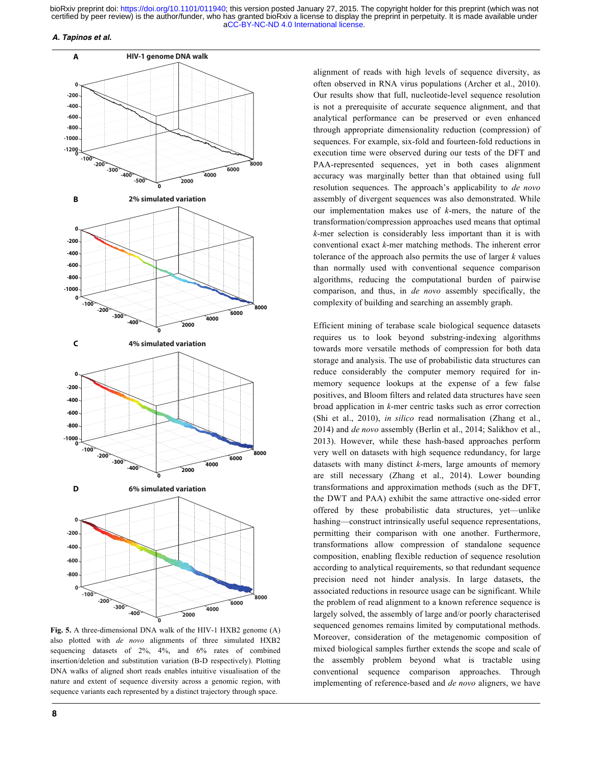Fig. 5. A three-dimensional DNA walk of the HIV-1 HXB2 genome (A) also plotted with *de novo* alignments of three simulated HXB2 sequencing datasets of 2%, 4%, and 6% rates of combined insertion/deletion and substitution variation (B-D respectively). Plotting DNA walks of aligned short reads enables intuitive visualisation of the nature and extent of sequence diversity across a genomic region, with sequence variants each represented by a distinct trajectory through space.

alignment of reads with high levels of sequence diversity, as often observed in RNA virus populations (Archer et al., 2010). Our results show that full, nucleotide-level sequence resolution is not a prerequisite of accurate sequence alignment, and that analytical performance can be preserved or even enhanced through appropriate dimensionality reduction (compression) of sequences. For example, six-fold and fourteen-fold reductions in execution time were observed during our tests of the DFT and PAA-represented sequences, yet in both cases alignment accuracy was marginally better than that obtained using full resolution sequences. The approach's applicability to *de novo* assembly of divergent sequences was also demonstrated. While our implementation makes use of *k*-mers, the nature of the transformation/compression approaches used means that optimal *k*-mer selection is considerably less important than it is with conventional exact *k*-mer matching methods. The inherent error tolerance of the approach also permits the use of larger *k* values than normally used with conventional sequence comparison algorithms, reducing the computational burden of pairwise comparison, and thus, in *de novo* assembly specifically, the complexity of building and searching an assembly graph.

Efficient mining of terabase scale biological sequence datasets requires us to look beyond substring-indexing algorithms towards more versatile methods of compression for both data storage and analysis. The use of probabilistic data structures can reduce considerably the computer memory required for in-memory sequence lookups at the expense of a few false positives, and Bloom filters and related data structures have seen broad application in *k*-mer centric tasks such as error correction (Shi et al., 2010), *in silico* read normalisation (Zhang et al., 2014) and *de novo* assembly (Berlin et al., 2014; Salikhov et al., 2013). However, while these hash-based approaches perform very well on datasets with high sequence redundancy, for large datasets with many distinct *k*-mers, large amounts of memory are still necessary (Zhang et al., 2014). Lower bounding transformations and approximation methods (such as the DFT, the DWT and PAA) exhibit the same attractive one-sided error offered by these probabilistic data structures, yet—unlike hashing—construct intrinsically useful sequence representations, permitting their comparison with one another. Furthermore, transformations allow compression of standalone sequence composition, enabling flexible reduction of sequence resolution according to analytical requirements, so that redundant sequence precision need not hinder analysis. In large datasets, the associated reductions in resource usage can be significant. While the problem of read alignment to a known reference sequence is largely solved, the assembly of large and/or poorly characterised sequenced genomes remains limited by computational methods. Moreover, consideration of the metagenomic composition of mixed biological samples further extends the scope and scale of the assembly problem beyond what is tractable using conventional sequence comparison approaches. Through implementing of reference-based and *de novo* aligners, we have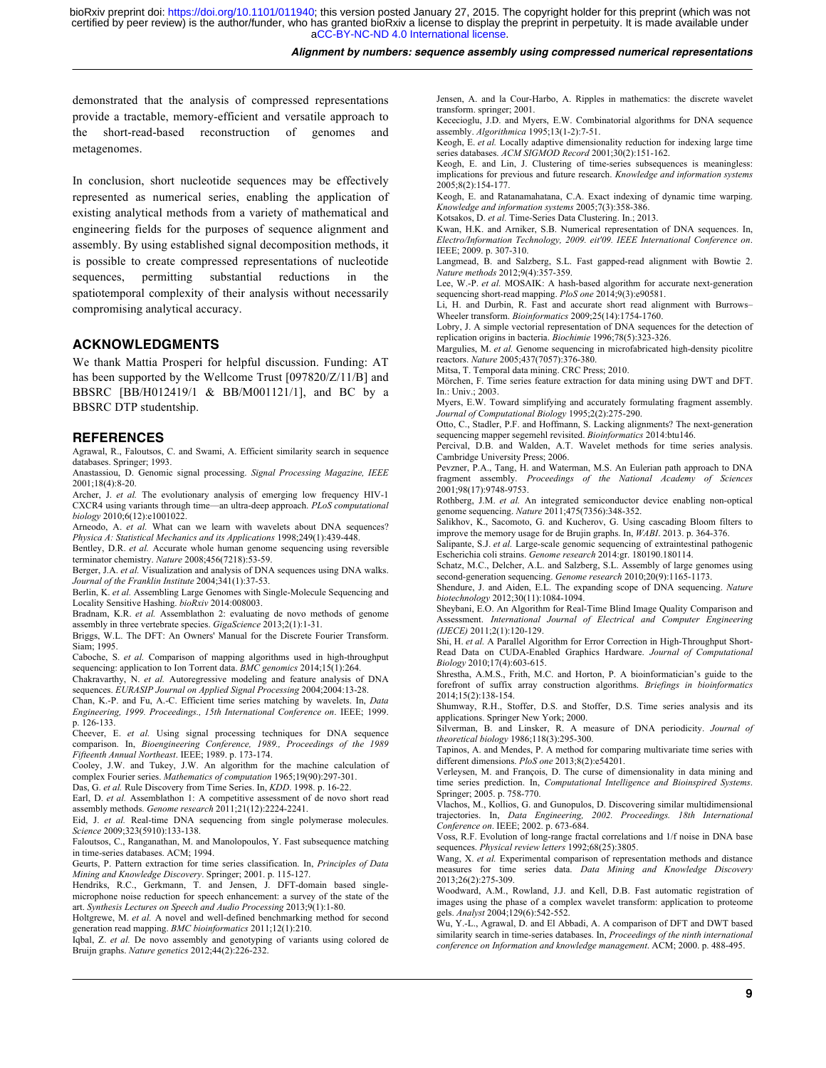demonstrated that the analysis of compressed representations provide a tractable, memory-efficient and versatile approach to the short-read-based reconstruction of genomes and metagenomes.

In conclusion, short nucleotide sequences may be effectively represented as numerical series, enabling the application of existing analytical methods from a variety of mathematical and engineering fields for the purposes of sequence alignment and assembly. By using established signal decomposition methods, it is possible to create compressed representations of nucleotide sequences, permitting substantial reductions in the spatiotemporal complexity of their analysis without necessarily compromising analytical accuracy.

## ACKNOWLEDGMENTS

We thank Mattia Prosperi for helpful discussion. Funding: AT has been supported by the Wellcome Trust [097820/Z/11/B] and BBSRC [BB/H012419/1 & BB/M001121/1], and BC by a BBSRC DTP studentship.

## REFERENCES

Agrawal, R., Faloutsos, C. and Swami, A. Efficient similarity search in sequence databases. Springer; 1993.

Anastassiou, D. Genomic signal processing. *Signal Processing Magazine, IEEE* 2001;18(4):8-20.

Archer, J. *et al.* The evolutionary analysis of emerging low frequency HIV-1 CXCR4 using variants through time—an ultra-deep approach. *PLoS computational biology* 2010;6(12):e1001022.

Arneodo, A. *et al.* What can we learn with wavelets about DNA sequences? *Physica A: Statistical Mechanics and its Applications* 1998;249(1):439-448.

Bentley, D.R. *et al.* Accurate whole human genome sequencing using reversible terminator chemistry. *Nature* 2008;456(7218):53-59.

Berger, J.A. *et al.* Visualization and analysis of DNA sequences using DNA walks. *Journal of the Franklin Institute* 2004;341(1):37-53.

Berlin, K. *et al.* Assembling Large Genomes with Single-Molecule Sequencing and Locality Sensitive Hashing. *bioRxiv* 2014:008003.

Bradnam, K.R. *et al.* Assemblathon 2: evaluating de novo methods of genome assembly in three vertebrate species. *GigaScience* 2013;2(1):1-31.

Briggs, W.L. The DFT: An Owners' Manual for the Discrete Fourier Transform. Siam; 1995.

Caboche, S. *et al.* Comparison of mapping algorithms used in high-throughput sequencing: application to Ion Torrent data. *BMC genomics* 2014;15(1):264.

Chakravarthy, N. *et al.* Autoregressive modeling and feature analysis of DNA sequences. *EURASIP Journal on Applied Signal Processing* 2004;2004:13-28.

Chan, K.-P. and Fu, A.-C. Efficient time series matching by wavelets. In, *Data Engineering, 1999. Proceedings., 15th International Conference on*. IEEE; 1999. p. 126-133.

Cheever, E. *et al.* Using signal processing techniques for DNA sequence comparison. In, *Bioengineering Conference, 1989., Proceedings of the 1989 Fifteenth Annual Northeast*. IEEE; 1989. p. 173-174.

Cooley, J.W. and Tukey, J.W. An algorithm for the machine calculation of complex Fourier series. *Mathematics of computation* 1965;19(90):297-301.

Das, G. *et al.* Rule Discovery from Time Series. In, *KDD*. 1998. p. 16-22.

Earl, D. *et al.* Assemblathon 1: A competitive assessment of de novo short read assembly methods. *Genome research* 2011;21(12):2224-2241.

Eid, J. *et al.* Real-time DNA sequencing from single polymerase molecules. *Science* 2009;323(5910):133-138.

Faloutsos, C., Ranganathan, M. and Manolopoulos, Y. Fast subsequence matching in time-series databases. ACM; 1994.

Geurts, P. Pattern extraction for time series classification. In, *Principles of Data Mining and Knowledge Discovery*. Springer; 2001. p. 115-127.

Hendriks, R.C., Gerkmann, T. and Jensen, J. DFT-domain based single-microphone noise reduction for speech enhancement: a survey of the state of the art. *Synthesis Lectures on Speech and Audio Processing* 2013;9(1):1-80.

Holtgrewe, M. *et al.* A novel and well-defined benchmarking method for second generation read mapping. *BMC bioinformatics* 2011;12(1):210.

Iqbal, Z. *et al.* De novo assembly and genotyping of variants using colored de Bruijn graphs. *Nature genetics* 2012;44(2):226-232.

Jensen, A. and la Cour-Harbo, A. Ripples in mathematics: the discrete wavelet transform. springer; 2001.

Kececioglu, J.D. and Myers, E.W. Combinatorial algorithms for DNA sequence assembly. *Algorithmica* 1995;13(1-2):7-51.

Keogh, E. *et al.* Locally adaptive dimensionality reduction for indexing large time series databases. *ACM SIGMOD Record* 2001;30(2):151-162.

Keogh, E. and Lin, J. Clustering of time-series subsequences is meaningless: implications for previous and future research. *Knowledge and information systems* 2005;8(2):154-177.

Keogh, E. and Ratanamahatana, C.A. Exact indexing of dynamic time warping. *Knowledge and information systems* 2005;7(3):358-386.

Kotsakos, D. *et al.* Time-Series Data Clustering. In.; 2013.

Kwan, H.K. and Arniker, S.B. Numerical representation of DNA sequences. In, *Electro/Information Technology, 2009. eit'09. IEEE International Conference on*. IEEE; 2009. p. 307-310.

Langmead, B. and Salzberg, S.L. Fast gapped-read alignment with Bowtie 2. *Nature methods* 2012;9(4):357-359.

Lee, W.-P. *et al.* MOSAIK: A hash-based algorithm for accurate next-generation sequencing short-read mapping. *PloS one* 2014;9(3):e90581.

Li, H. and Durbin, R. Fast and accurate short read alignment with Burrows–Wheeler transform. *Bioinformatics* 2009;25(14):1754-1760.

Lobry, J. A simple vectorial representation of DNA sequences for the detection of replication origins in bacteria. *Biochimie* 1996;78(5):323-326.

Margulies, M. *et al.* Genome sequencing in microfabricated high-density picolitre reactors. *Nature* 2005;437(7057):376-380.

Mitsa, T. Temporal data mining. CRC Press; 2010.

Mörchen, F. Time series feature extraction for data mining using DWT and DFT. In.: Univ.; 2003.

Myers, E.W. Toward simplifying and accurately formulating fragment assembly. *Journal of Computational Biology* 1995;2(2):275-290.

Otto, C., Stadler, P.F. and Hoffmann, S. Lacking alignments? The next-generation sequencing mapper segemehl revisited. *Bioinformatics* 2014:btu146.

Percival, D.B. and Walden, A.T. Wavelet methods for time series analysis. Cambridge University Press; 2006.

Pevzner, P.A., Tang, H. and Waterman, M.S. An Eulerian path approach to DNA fragment assembly. *Proceedings of the National Academy of Sciences* 2001;98(17):9748-9753.

Rothberg, J.M. *et al.* An integrated semiconductor device enabling non-optical genome sequencing. *Nature* 2011;475(7356):348-352.

Salikhov, K., Sacomoto, G. and Kucherov, G. Using cascading Bloom filters to improve the memory usage for de Brujin graphs. In, *WABI*. 2013. p. 364-376.

Salipante, S.J. *et al.* Large-scale genomic sequencing of extraintestinal pathogenic Escherichia coli strains. *Genome research* 2014:gr. 180190.180114.

Schatz, M.C., Delcher, A.L. and Salzberg, S.L. Assembly of large genomes using second-generation sequencing. *Genome research* 2010;20(9):1165-1173.

Shendure, J. and Aiden, E.L. The expanding scope of DNA sequencing. *Nature biotechnology* 2012;30(11):1084-1094.

Sheybani, E.O. An Algorithm for Real-Time Blind Image Quality Comparison and Assessment. *International Journal of Electrical and Computer Engineering (IJECE)* 2011;2(1):120-129.

Shi, H. *et al.* A Parallel Algorithm for Error Correction in High-Throughput Short-Read Data on CUDA-Enabled Graphics Hardware. *Journal of Computational Biology* 2010;17(4):603-615.

Shrestha, A.M.S., Frith, M.C. and Horton, P. A bioinformatician's guide to the forefront of suffix array construction algorithms. *Briefings in bioinformatics* 2014;15(2):138-154.

Shumway, R.H., Stoffer, D.S. and Stoffer, D.S. Time series analysis and its applications. Springer New York; 2000.

Silverman, B. and Linsker, R. A measure of DNA periodicity. *Journal of theoretical biology* 1986;118(3):295-300.

Tapinos, A. and Mendes, P. A method for comparing multivariate time series with different dimensions. *PloS one* 2013;8(2):e54201.

Verleysen, M. and François, D. The curse of dimensionality in data mining and time series prediction. In, *Computational Intelligence and Bioinspired Systems*. Springer; 2005. p. 758-770.

Vlachos, M., Kollios, G. and Gunopulos, D. Discovering similar multidimensional trajectories. In, *Data Engineering, 2002. Proceedings. 18th International Conference on*. IEEE; 2002. p. 673-684.

Voss, R.F. Evolution of long-range fractal correlations and 1/f noise in DNA base sequences. *Physical review letters* 1992;68(25):3805.

Wang, X. *et al.* Experimental comparison of representation methods and distance measures for time series data. *Data Mining and Knowledge Discovery* 2013;26(2):275-309.

Woodward, A.M., Rowland, J.J. and Kell, D.B. Fast automatic registration of images using the phase of a complex wavelet transform: application to proteome gels. *Analyst* 2004;129(6):542-552.

Wu, Y.-L., Agrawal, D. and El Abbadi, A. A comparison of DFT and DWT based similarity search in time-series databases. In, *Proceedings of the ninth international conference on Information and knowledge management*. ACM; 2000. p. 488-495.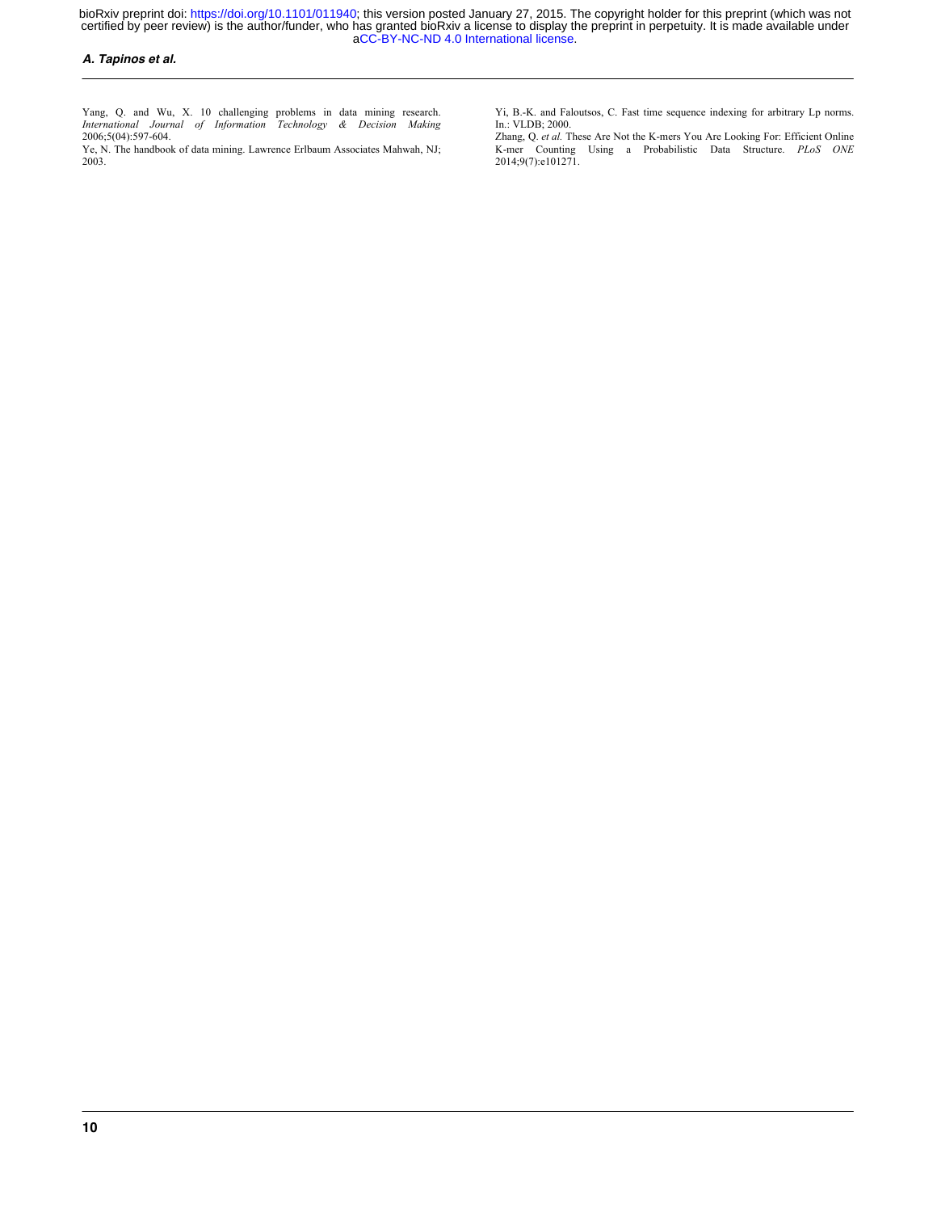Yang, Q. and Wu, X. 10 challenging problems in data mining research. *International Journal of Information Technology & Decision Making* 2006;5(04):597-604.

Ye, N. The handbook of data mining. Lawrence Erlbaum Associates Mahwah, NJ; 2003.

Yi, B.-K. and Faloutsos, C. Fast time sequence indexing for arbitrary Lp norms. In.: VLDB; 2000.

Zhang, Q. *et al.* These Are Not the K-mers You Are Looking For: Efficient Online K-mer Counting Using a Probabilistic Data Structure. *PLoS ONE* 2014;9(7):e101271.